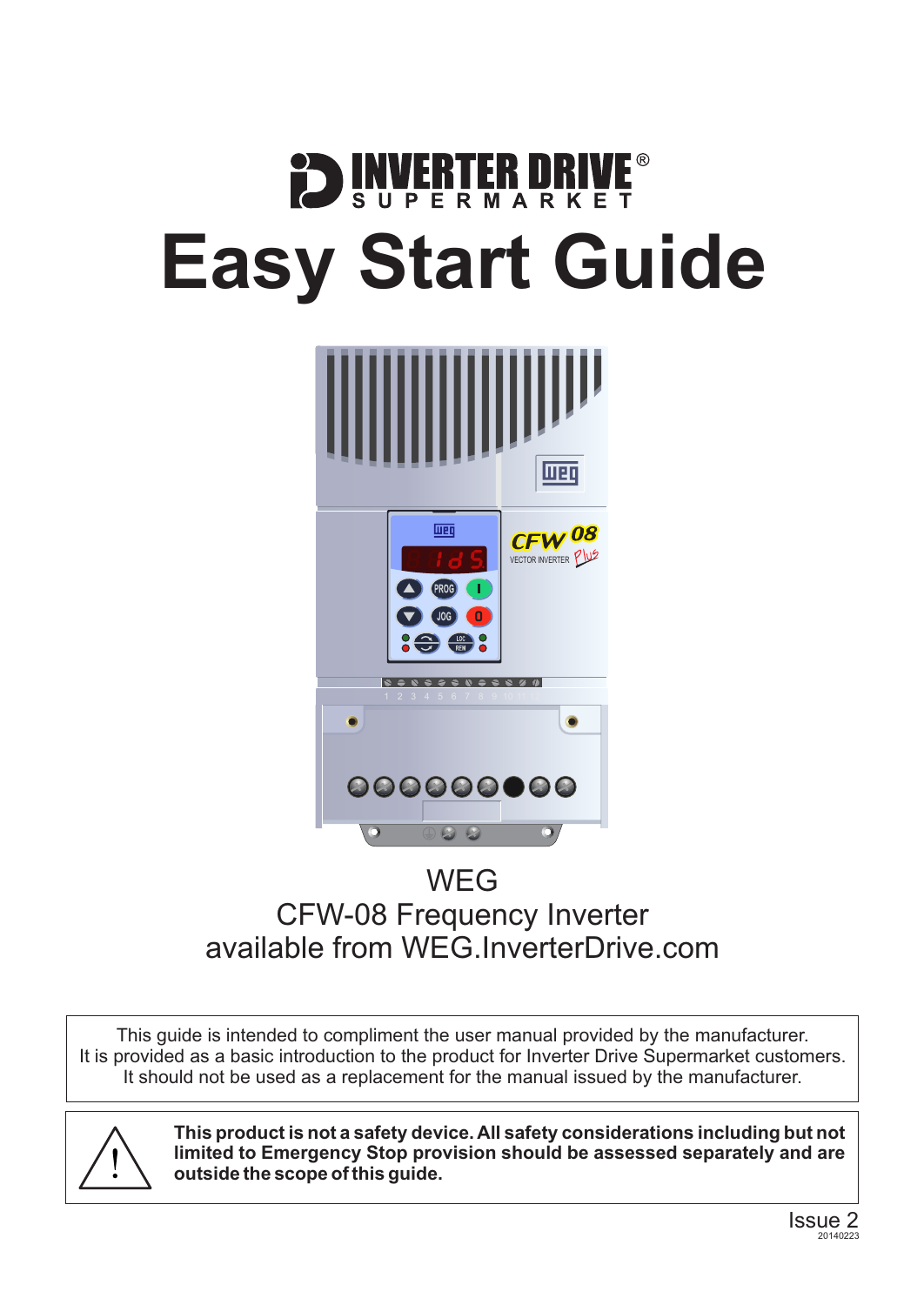INVERTER DRIVE® SUPERMARKET

# Easy Start Guide

WEG
CFW-08 Frequency Inverter
available from WEG.InverterDrive.com

This guide is intended to compliment the user manual provided by the manufacturer.
It is provided as a basic introduction to the product for Inverter Drive Supermarket customers.
It should not be used as a replacement for the manual issued by the manufacturer.

**This product is not a safety device. All safety considerations including but not limited to Emergency Stop provision should be assessed separately and are outside the scope of this guide.**

Issue 2
20140223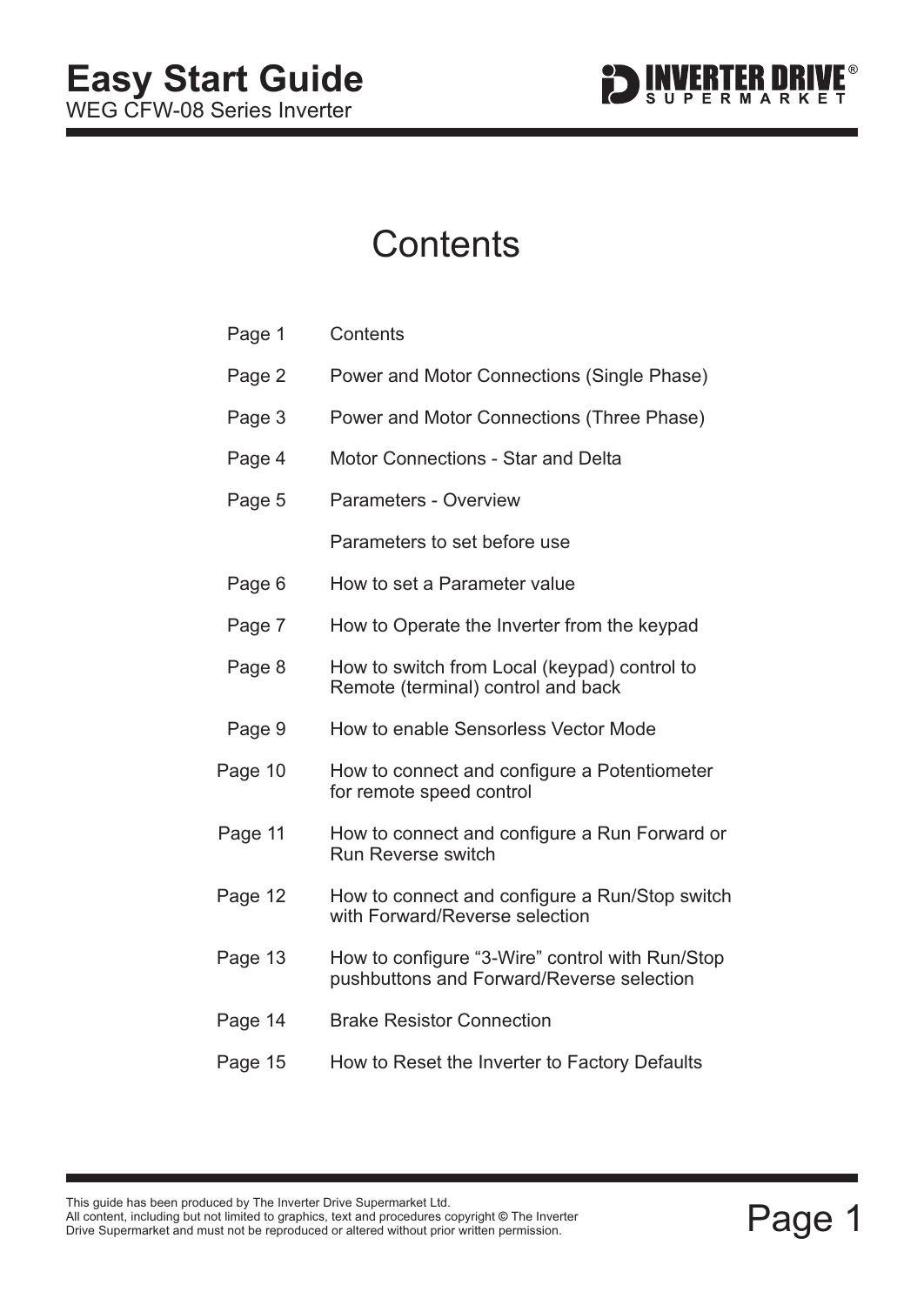# Easy Start Guide

WEG CFW-08 Series Inverter

## Contents

| | |
|---|---|
| Page 1 | Contents |
| Page 2 | Power and Motor Connections (Single Phase) |
| Page 3 | Power and Motor Connections (Three Phase) |
| Page 4 | Motor Connections - Star and Delta |
| Page 5 | Parameters - Overview |
| | Parameters to set before use |
| Page 6 | How to set a Parameter value |
| Page 7 | How to Operate the Inverter from the keypad |
| Page 8 | How to switch from Local (keypad) control to Remote (terminal) control and back |
| Page 9 | How to enable Sensorless Vector Mode |
| Page 10 | How to connect and configure a Potentiometer for remote speed control |
| Page 11 | How to connect and configure a Run Forward or Run Reverse switch |
| Page 12 | How to connect and configure a Run/Stop switch with Forward/Reverse selection |
| Page 13 | How to configure “3-Wire” control with Run/Stop pushbuttons and Forward/Reverse selection |
| Page 14 | Brake Resistor Connection |
| Page 15 | How to Reset the Inverter to Factory Defaults |

This guide has been produced by The Inverter Drive Supermarket Ltd.
All content, including but not limited to graphics, text and procedures copyright © The Inverter Drive Supermarket and must not be reproduced or altered without prior written permission.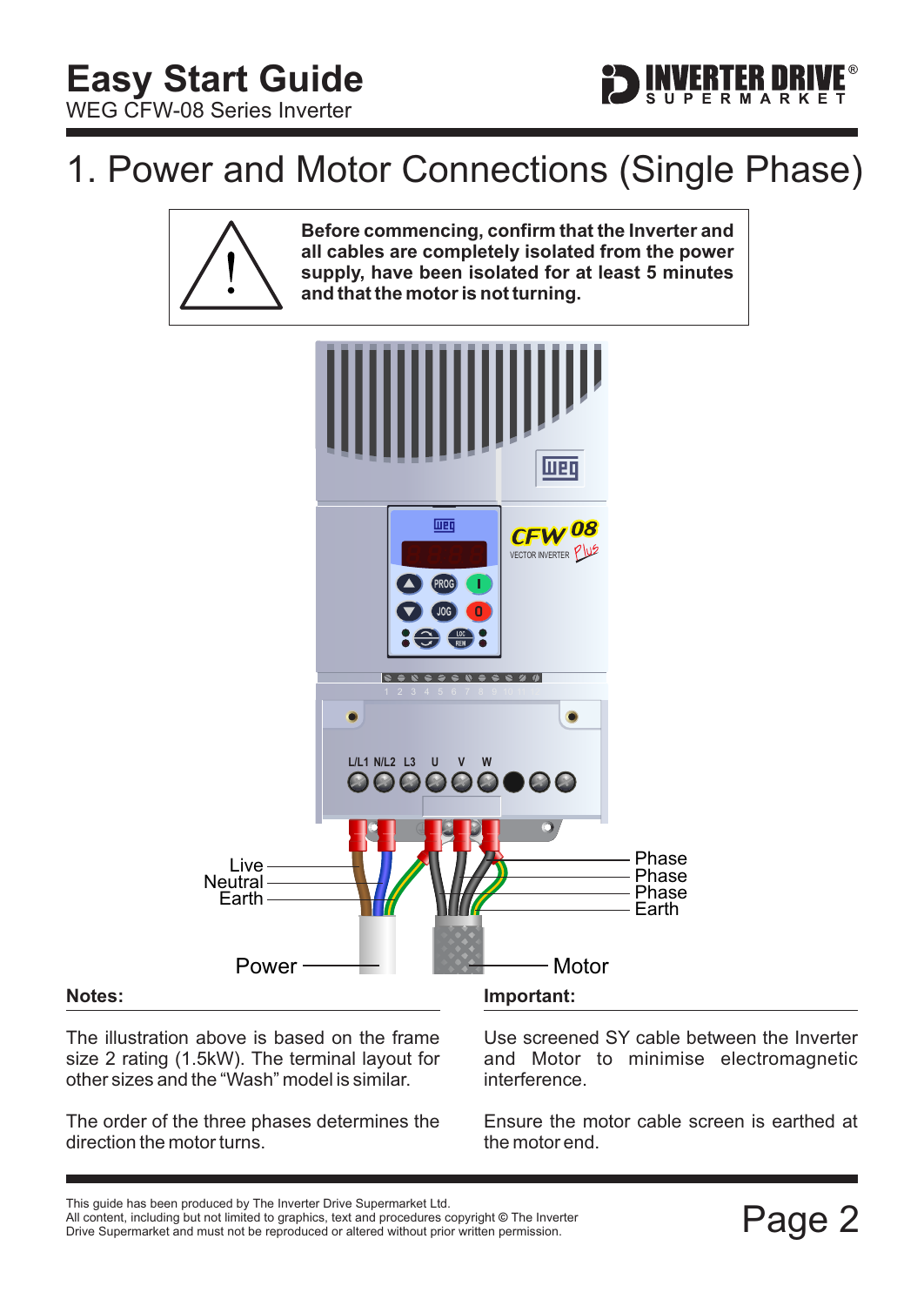# Easy Start Guide

WEG CFW-08 Series Inverter

## 1. Power and Motor Connections (Single Phase)

**Before commencing, confirm that the Inverter and all cables are completely isolated from the power supply, have been isolated for at least 5 minutes and that the motor is not turning.**

L/L1 N/L2 L3 U V W

Live
Neutral
Earth

Phase
Phase
Phase
Earth

Power

Motor

**Notes:**

The illustration above is based on the frame size 2 rating (1.5kW). The terminal layout for other sizes and the "Wash" model is similar.

The order of the three phases determines the direction the motor turns.

**Important:**

Use screened SY cable between the Inverter and Motor to minimise electromagnetic interference.

Ensure the motor cable screen is earthed at the motor end.

This guide has been produced by The Inverter Drive Supermarket Ltd.
All content, including but not limited to graphics, text and procedures copyright © The Inverter Drive Supermarket and must not be reproduced or altered without prior written permission.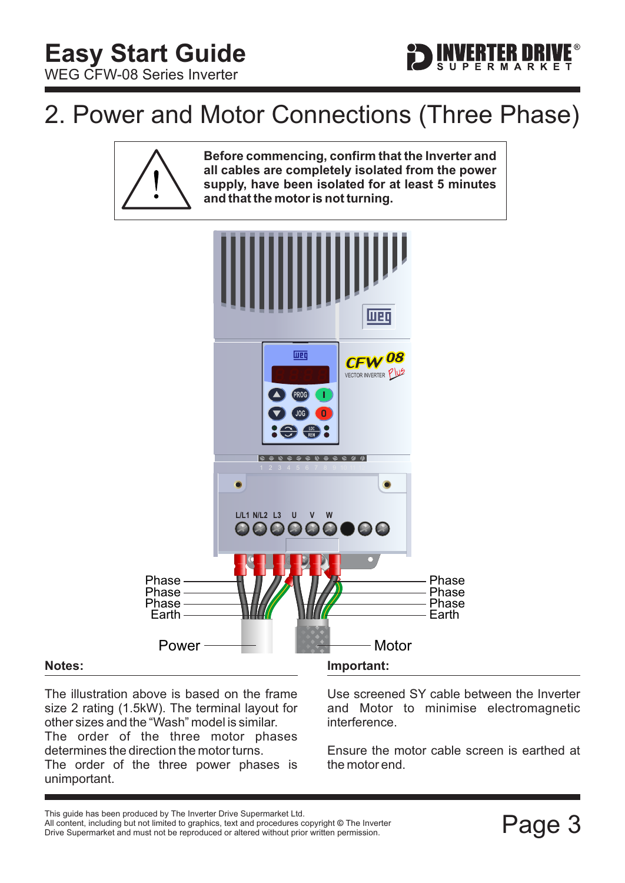# 2. Power and Motor Connections (Three Phase)

**Before commencing, confirm that the Inverter and all cables are completely isolated from the power supply, have been isolated for at least 5 minutes and that the motor is not turning.**

L/L1 N/L2 L3 U V W

Phase
Phase
Phase
Earth

Power

Phase
Phase
Phase
Earth

Motor

**Notes:**

The illustration above is based on the frame size 2 rating (1.5kW). The terminal layout for other sizes and the "Wash" model is similar.
The order of the three motor phases determines the direction the motor turns.
The order of the three power phases is unimportant.

**Important:**

Use screened SY cable between the Inverter and Motor to minimise electromagnetic interference.

Ensure the motor cable screen is earthed at the motor end.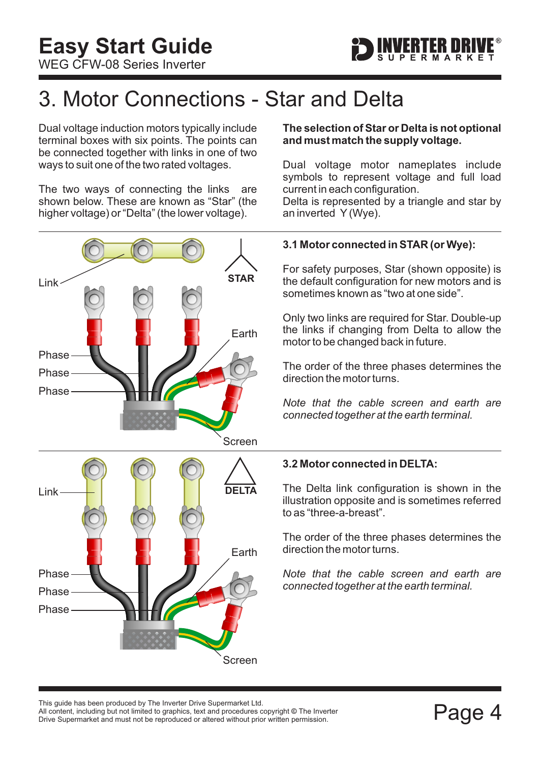# 3. Motor Connections - Star and Delta

Dual voltage induction motors typically include terminal boxes with six points. The points can be connected together with links in one of two ways to suit one of the two rated voltages.

The two ways of connecting the links are shown below. These are known as "Star" (the higher voltage) or "Delta" (the lower voltage).

**The selection of Star or Delta is not optional and must match the supply voltage.**

Dual voltage motor nameplates include symbols to represent voltage and full load current in each configuration.
Delta is represented by a triangle and star by an inverted Y (Wye).

Link

STAR

Earth

Phase

Phase

Phase

Screen

### 3.1 Motor connected in STAR (or Wye):

For safety purposes, Star (shown opposite) is the default configuration for new motors and is sometimes known as "two at one side".

Only two links are required for Star. Double-up the links if changing from Delta to allow the motor to be changed back in future.

The order of the three phases determines the direction the motor turns.

*Note that the cable screen and earth are connected together at the earth terminal.*

Link

DELTA

Earth

Phase

Phase

Phase

Screen

### 3.2 Motor connected in DELTA:

The Delta link configuration is shown in the illustration opposite and is sometimes referred to as "three-a-breast".

The order of the three phases determines the direction the motor turns.

*Note that the cable screen and earth are connected together at the earth terminal.*

This guide has been produced by The Inverter Drive Supermarket Ltd.
All content, including but not limited to graphics, text and procedures copyright © The Inverter Drive Supermarket and must not be reproduced or altered without prior written permission.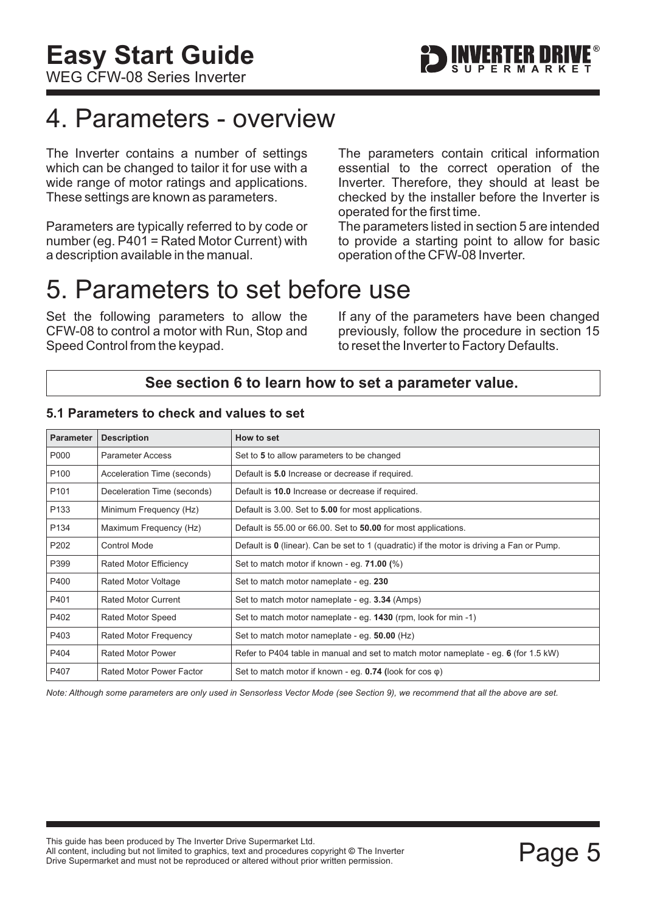# 4. Parameters - overview

The Inverter contains a number of settings which can be changed to tailor it for use with a wide range of motor ratings and applications. These settings are known as parameters.

Parameters are typically referred to by code or number (eg. P401 = Rated Motor Current) with a description available in the manual.

The parameters contain critical information essential to the correct operation of the Inverter. Therefore, they should at least be checked by the installer before the Inverter is operated for the first time.

The parameters listed in section 5 are intended to provide a starting point to allow for basic operation of the CFW-08 Inverter.

# 5. Parameters to set before use

Set the following parameters to allow the CFW-08 to control a motor with Run, Stop and Speed Control from the keypad.

If any of the parameters have been changed previously, follow the procedure in section 15 to reset the Inverter to Factory Defaults.

**See section 6 to learn how to set a parameter value.**

### 5.1 Parameters to check and values to set

| Parameter | Description | How to set |
|---|---|---|
| P000 | Parameter Access | Set to **5** to allow parameters to be changed |
| P100 | Acceleration Time (seconds) | Default is **5.0** Increase or decrease if required. |
| P101 | Deceleration Time (seconds) | Default is **10.0** Increase or decrease if required. |
| P133 | Minimum Frequency (Hz) | Default is 3.00. Set to **5.00** for most applications. |
| P134 | Maximum Frequency (Hz) | Default is 55.00 or 66.00. Set to **50.00** for most applications. |
| P202 | Control Mode | Default is **0** (linear). Can be set to 1 (quadratic) if the motor is driving a Fan or Pump. |
| P399 | Rated Motor Efficiency | Set to match motor if known - eg. **71.00** (%) |
| P400 | Rated Motor Voltage | Set to match motor nameplate - eg. **230** |
| P401 | Rated Motor Current | Set to match motor nameplate - eg. **3.34** (Amps) |
| P402 | Rated Motor Speed | Set to match motor nameplate - eg. **1430** (rpm, look for min -1) |
| P403 | Rated Motor Frequency | Set to match motor nameplate - eg. **50.00** (Hz) |
| P404 | Rated Motor Power | Refer to P404 table in manual and set to match motor nameplate - eg. **6** (for 1.5 kW) |
| P407 | Rated Motor Power Factor | Set to match motor if known - eg. **0.74** (look for cos φ) |

*Note: Although some parameters are only used in Sensorless Vector Mode (see Section 9), we recommend that all the above are set.*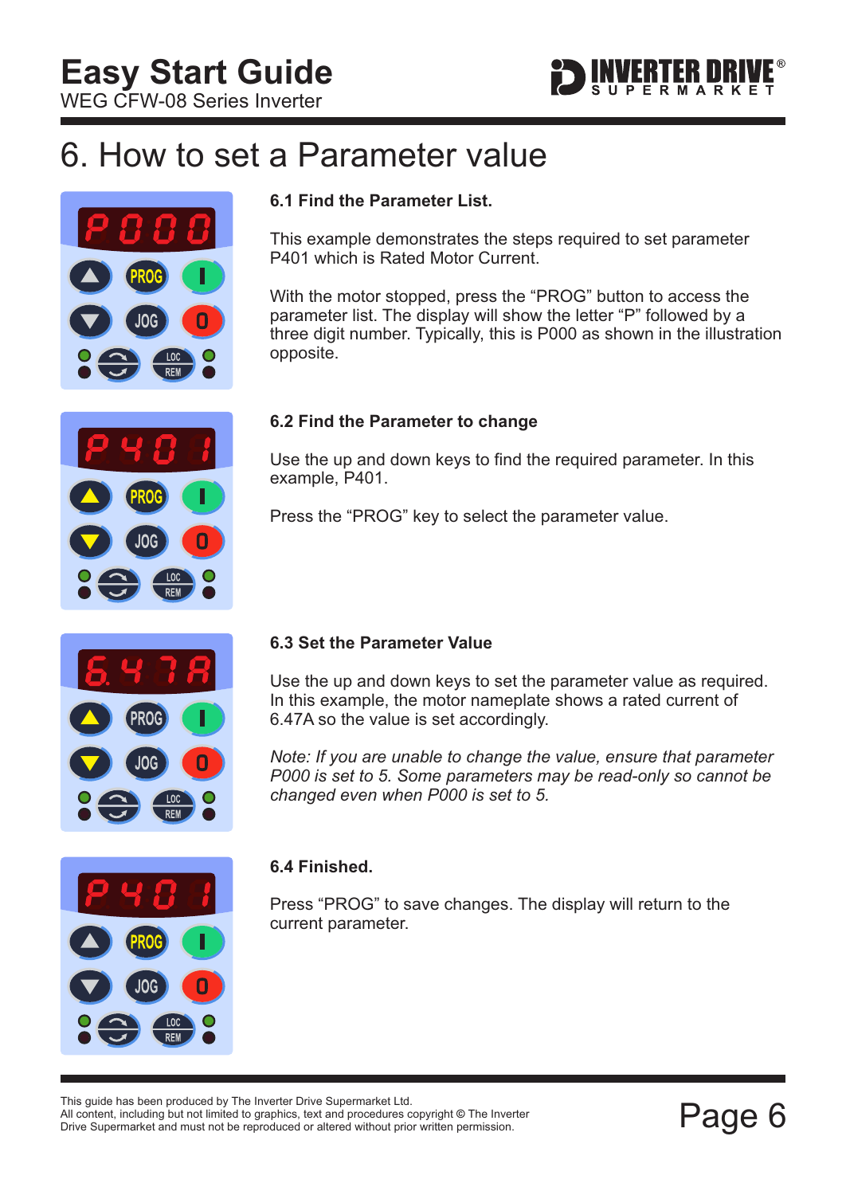# 6. How to set a Parameter value

### 6.1 Find the Parameter List.

This example demonstrates the steps required to set parameter P401 which is Rated Motor Current.

With the motor stopped, press the “PROG” button to access the parameter list. The display will show the letter “P” followed by a three digit number. Typically, this is P000 as shown in the illustration opposite.

### 6.2 Find the Parameter to change

Use the up and down keys to find the required parameter. In this example, P401.

Press the “PROG” key to select the parameter value.

### 6.3 Set the Parameter Value

Use the up and down keys to set the parameter value as required. In this example, the motor nameplate shows a rated current of 6.47A so the value is set accordingly.

*Note: If you are unable to change the value, ensure that parameter P000 is set to 5. Some parameters may be read-only so cannot be changed even when P000 is set to 5.*

### 6.4 Finished.

Press “PROG” to save changes. The display will return to the current parameter.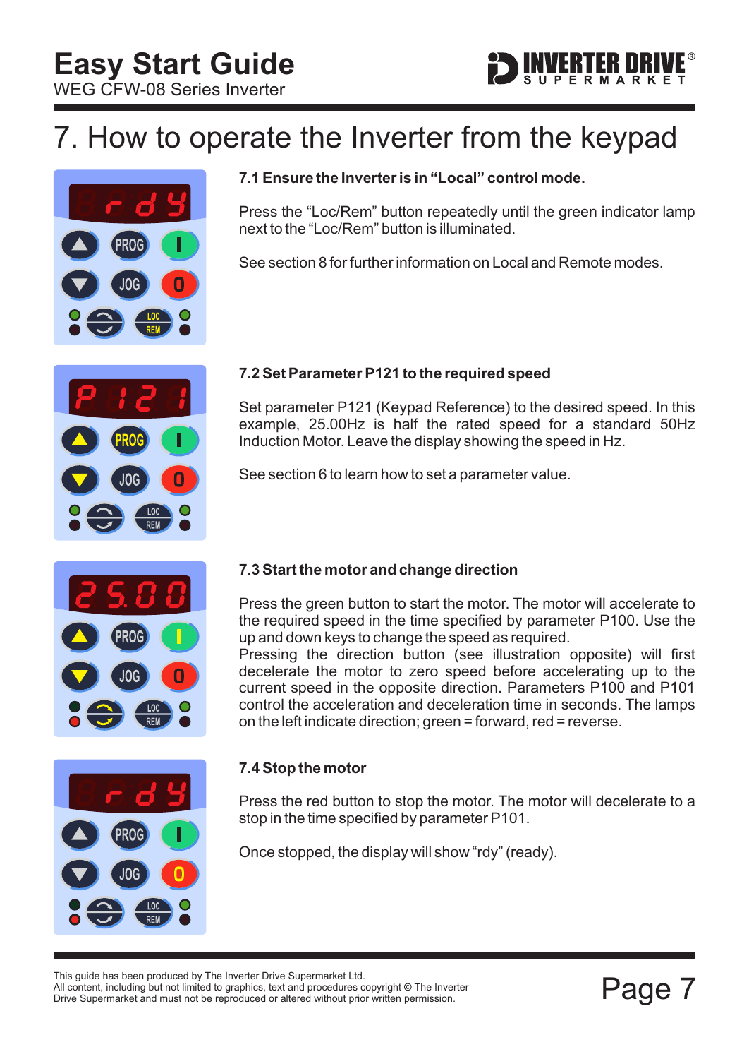# 7. How to operate the Inverter from the keypad

### 7.1 Ensure the Inverter is in "Local" control mode.

Press the "Loc/Rem" button repeatedly until the green indicator lamp next to the "Loc/Rem" button is illuminated.

See section 8 for further information on Local and Remote modes.

### 7.2 Set Parameter P121 to the required speed

Set parameter P121 (Keypad Reference) to the desired speed. In this example, 25.00Hz is half the rated speed for a standard 50Hz Induction Motor. Leave the display showing the speed in Hz.

See section 6 to learn how to set a parameter value.

### 7.3 Start the motor and change direction

Press the green button to start the motor. The motor will accelerate to the required speed in the time specified by parameter P100. Use the up and down keys to change the speed as required.
Pressing the direction button (see illustration opposite) will first decelerate the motor to zero speed before accelerating up to the current speed in the opposite direction. Parameters P100 and P101 control the acceleration and deceleration time in seconds. The lamps on the left indicate direction; green = forward, red = reverse.

### 7.4 Stop the motor

Press the red button to stop the motor. The motor will decelerate to a stop in the time specified by parameter P101.

Once stopped, the display will show "rdy" (ready).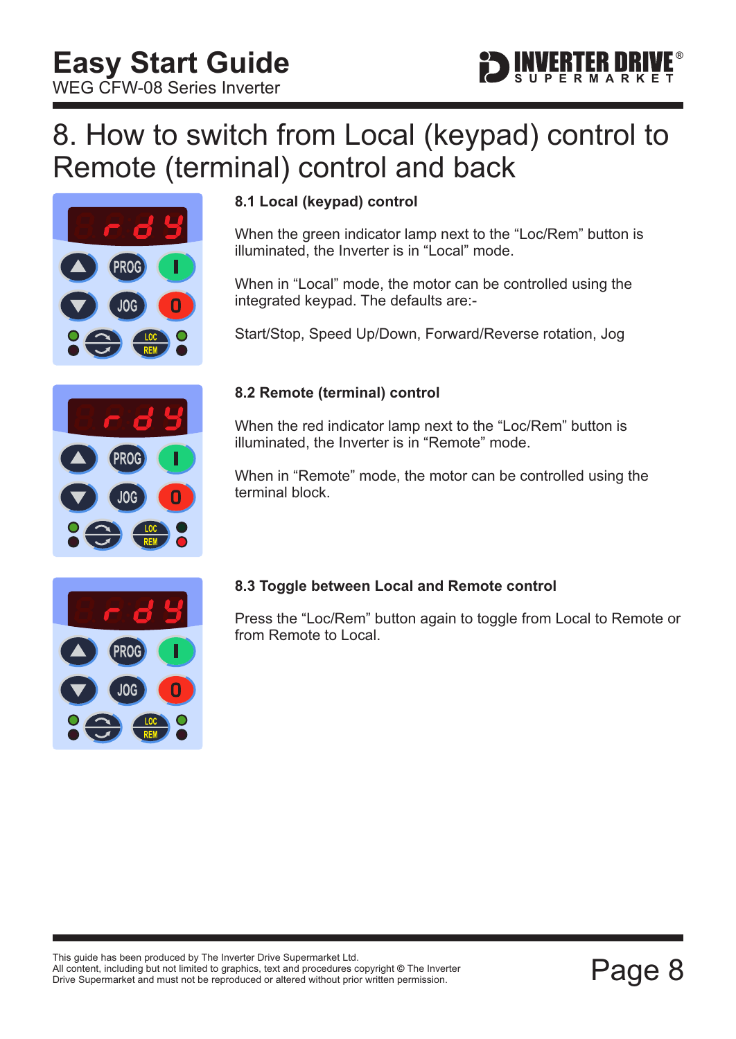# 8. How to switch from Local (keypad) control to Remote (terminal) control and back

### 8.1 Local (keypad) control

When the green indicator lamp next to the “Loc/Rem” button is illuminated, the Inverter is in “Local” mode.

When in “Local” mode, the motor can be controlled using the integrated keypad. The defaults are:-

Start/Stop, Speed Up/Down, Forward/Reverse rotation, Jog

### 8.2 Remote (terminal) control

When the red indicator lamp next to the “Loc/Rem” button is illuminated, the Inverter is in “Remote” mode.

When in “Remote” mode, the motor can be controlled using the terminal block.

### 8.3 Toggle between Local and Remote control

Press the “Loc/Rem” button again to toggle from Local to Remote or from Remote to Local.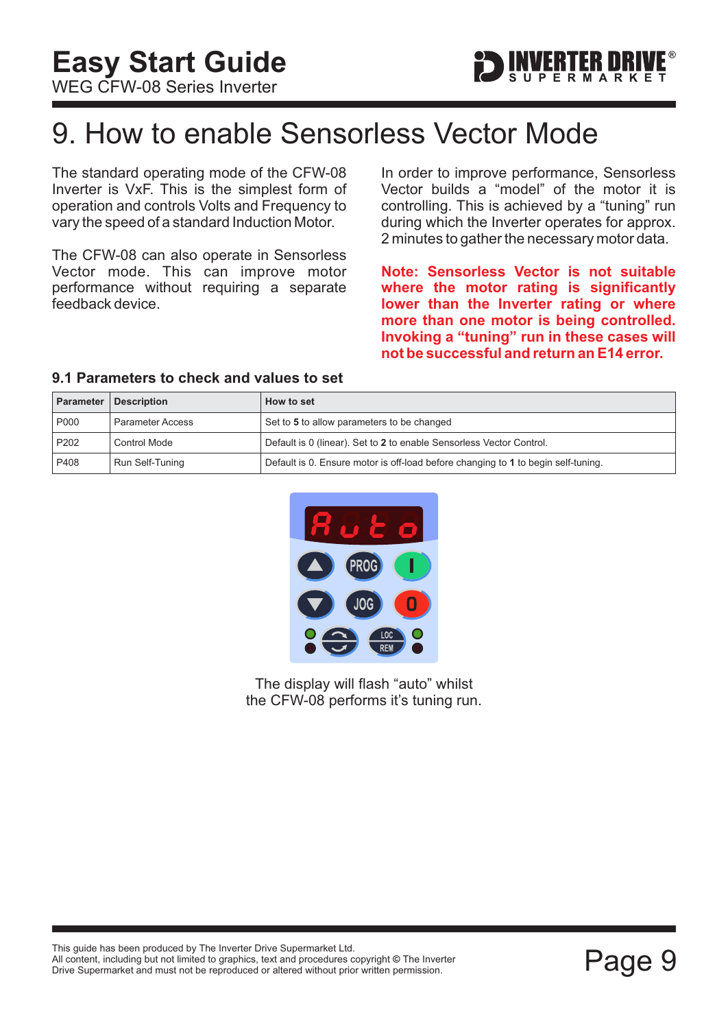# 9. How to enable Sensorless Vector Mode

The standard operating mode of the CFW-08 Inverter is VxF. This is the simplest form of operation and controls Volts and Frequency to vary the speed of a standard Induction Motor.

The CFW-08 can also operate in Sensorless Vector mode. This can improve motor performance without requiring a separate feedback device.

In order to improve performance, Sensorless Vector builds a "model" of the motor it is controlling. This is achieved by a "tuning" run during which the Inverter operates for approx. 2 minutes to gather the necessary motor data.

**Note: Sensorless Vector is not suitable where the motor rating is significantly lower than the Inverter rating or where more than one motor is being controlled. Invoking a "tuning" run in these cases will not be successful and return an E14 error.**

## 9.1 Parameters to check and values to set

| Parameter | Description | How to set |
|---|---|---|
| P000 | Parameter Access | Set to **5** to allow parameters to be changed |
| P202 | Control Mode | Default is 0 (linear). Set to **2** to enable Sensorless Vector Control. |
| P408 | Run Self-Tuning | Default is 0. Ensure motor is off-load before changing to **1** to begin self-tuning. |

The display will flash "auto" whilst the CFW-08 performs it's tuning run.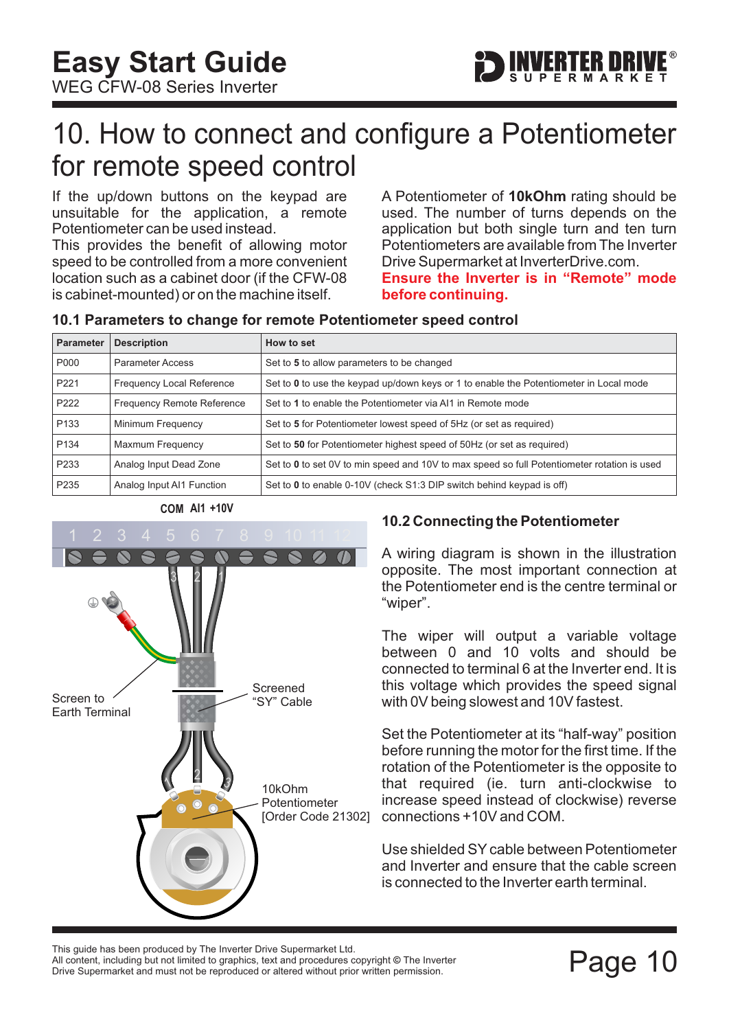# 10. How to connect and configure a Potentiometer for remote speed control

If the up/down buttons on the keypad are unsuitable for the application, a remote Potentiometer can be used instead.
This provides the benefit of allowing motor speed to be controlled from a more convenient location such as a cabinet door (if the CFW-08 is cabinet-mounted) or on the machine itself.

A Potentiometer of **10kOhm** rating should be used. The number of turns depends on the application but both single turn and ten turn Potentiometers are available from The Inverter Drive Supermarket at InverterDrive.com.
**Ensure the Inverter is in "Remote" mode before continuing.**

## 10.1 Parameters to change for remote Potentiometer speed control

| Parameter | Description | How to set |
|---|---|---|
| P000 | Parameter Access | Set to **5** to allow parameters to be changed |
| P221 | Frequency Local Reference | Set to **0** to use the keypad up/down keys or 1 to enable the Potentiometer in Local mode |
| P222 | Frequency Remote Reference | Set to **1** to enable the Potentiometer via AI1 in Remote mode |
| P133 | Minimum Frequency | Set to **5** for Potentiometer lowest speed of 5Hz (or set as required) |
| P134 | Maxmum Frequency | Set to **50** for Potentiometer highest speed of 50Hz (or set as required) |
| P233 | Analog Input Dead Zone | Set to **0** to set 0V to min speed and 10V to max speed so full Potentiometer rotation is used |
| P235 | Analog Input AI1 Function | Set to **0** to enable 0-10V (check S1:3 DIP switch behind keypad is off) |

COM AI1 +10V

1 2 3 4 5 6 7 8 9 10 11 12

Screen to Earth Terminal

Screened "SY" Cable

10kOhm Potentiometer [Order Code 21302]

## 10.2 Connecting the Potentiometer

A wiring diagram is shown in the illustration opposite. The most important connection at the Potentiometer end is the centre terminal or "wiper".

The wiper will output a variable voltage between 0 and 10 volts and should be connected to terminal 6 at the Inverter end. It is this voltage which provides the speed signal with 0V being slowest and 10V fastest.

Set the Potentiometer at its "half-way" position before running the motor for the first time. If the rotation of the Potentiometer is the opposite to that required (ie. turn anti-clockwise to increase speed instead of clockwise) reverse connections +10V and COM.

Use shielded SY cable between Potentiometer and Inverter and ensure that the cable screen is connected to the Inverter earth terminal.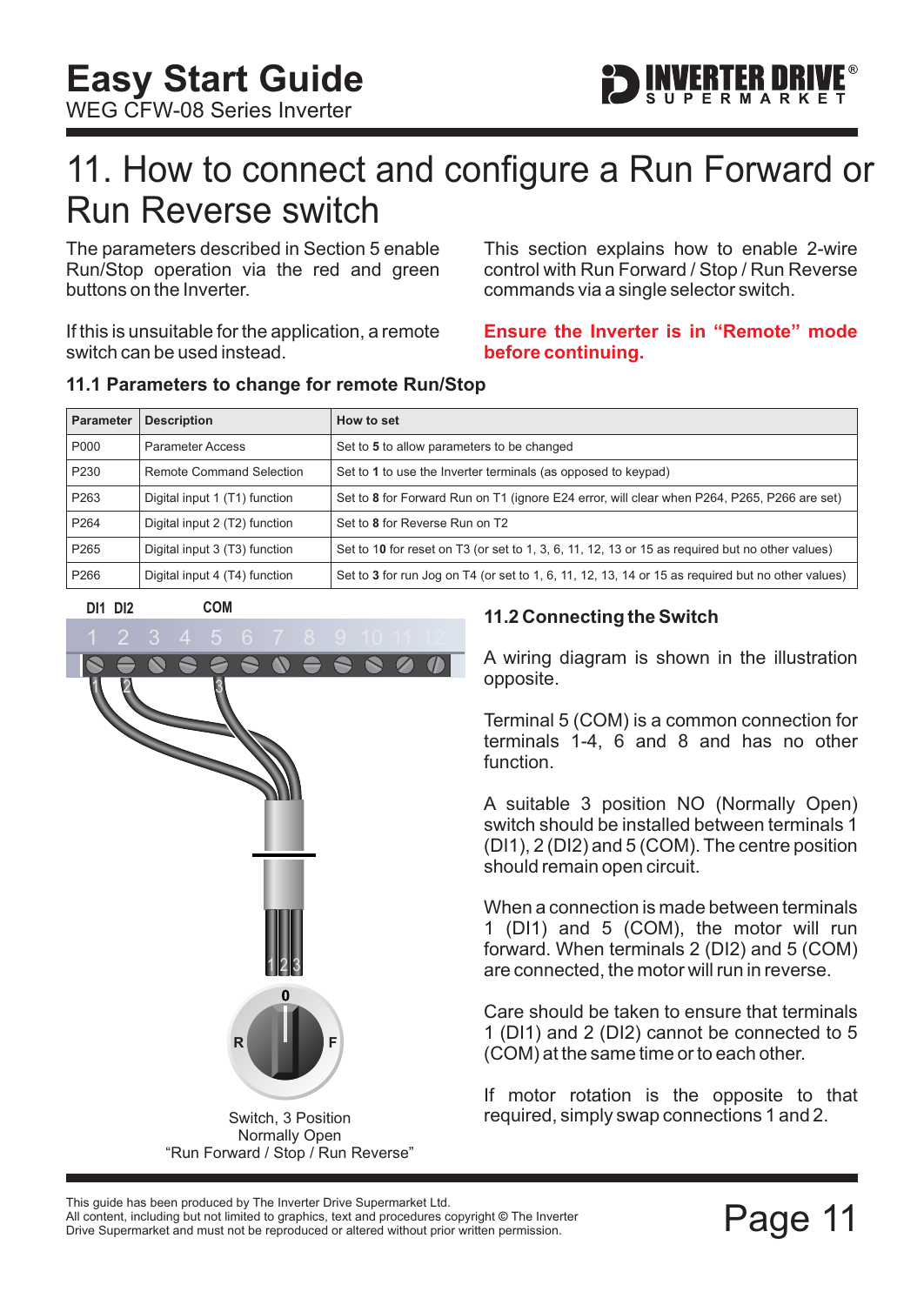# 11. How to connect and configure a Run Forward or Run Reverse switch

The parameters described in Section 5 enable Run/Stop operation via the red and green buttons on the Inverter.

If this is unsuitable for the application, a remote switch can be used instead.

This section explains how to enable 2-wire control with Run Forward / Stop / Run Reverse commands via a single selector switch.

**Ensure the Inverter is in "Remote" mode before continuing.**

### 11.1 Parameters to change for remote Run/Stop

| Parameter | Description | How to set |
|---|---|---|
| P000 | Parameter Access | Set to **5** to allow parameters to be changed |
| P230 | Remote Command Selection | Set to **1** to use the Inverter terminals (as opposed to keypad) |
| P263 | Digital input 1 (T1) function | Set to **8** for Forward Run on T1 (ignore E24 error, will clear when P264, P265, P266 are set) |
| P264 | Digital input 2 (T2) function | Set to **8** for Reverse Run on T2 |
| P265 | Digital input 3 (T3) function | Set to 1**0** for reset on T3 (or set to 1, 3, 6, 11, 12, 13 or 15 as required but no other values) |
| P266 | Digital input 4 (T4) function | Set to **3** for run Jog on T4 (or set to 1, 6, 11, 12, 13, 14 or 15 as required but no other values) |

DI1 DI2 COM

Switch, 3 Position
Normally Open
"Run Forward / Stop / Run Reverse"

### 11.2 Connecting the Switch

A wiring diagram is shown in the illustration opposite.

Terminal 5 (COM) is a common connection for terminals 1-4, 6 and 8 and has no other function.

A suitable 3 position NO (Normally Open) switch should be installed between terminals 1 (DI1), 2 (DI2) and 5 (COM). The centre position should remain open circuit.

When a connection is made between terminals 1 (DI1) and 5 (COM), the motor will run forward. When terminals 2 (DI2) and 5 (COM) are connected, the motor will run in reverse.

Care should be taken to ensure that terminals 1 (DI1) and 2 (DI2) cannot be connected to 5 (COM) at the same time or to each other.

If motor rotation is the opposite to that required, simply swap connections 1 and 2.

This guide has been produced by The Inverter Drive Supermarket Ltd.
All content, including but not limited to graphics, text and procedures copyright © The Inverter Drive Supermarket and must not be reproduced or altered without prior written permission.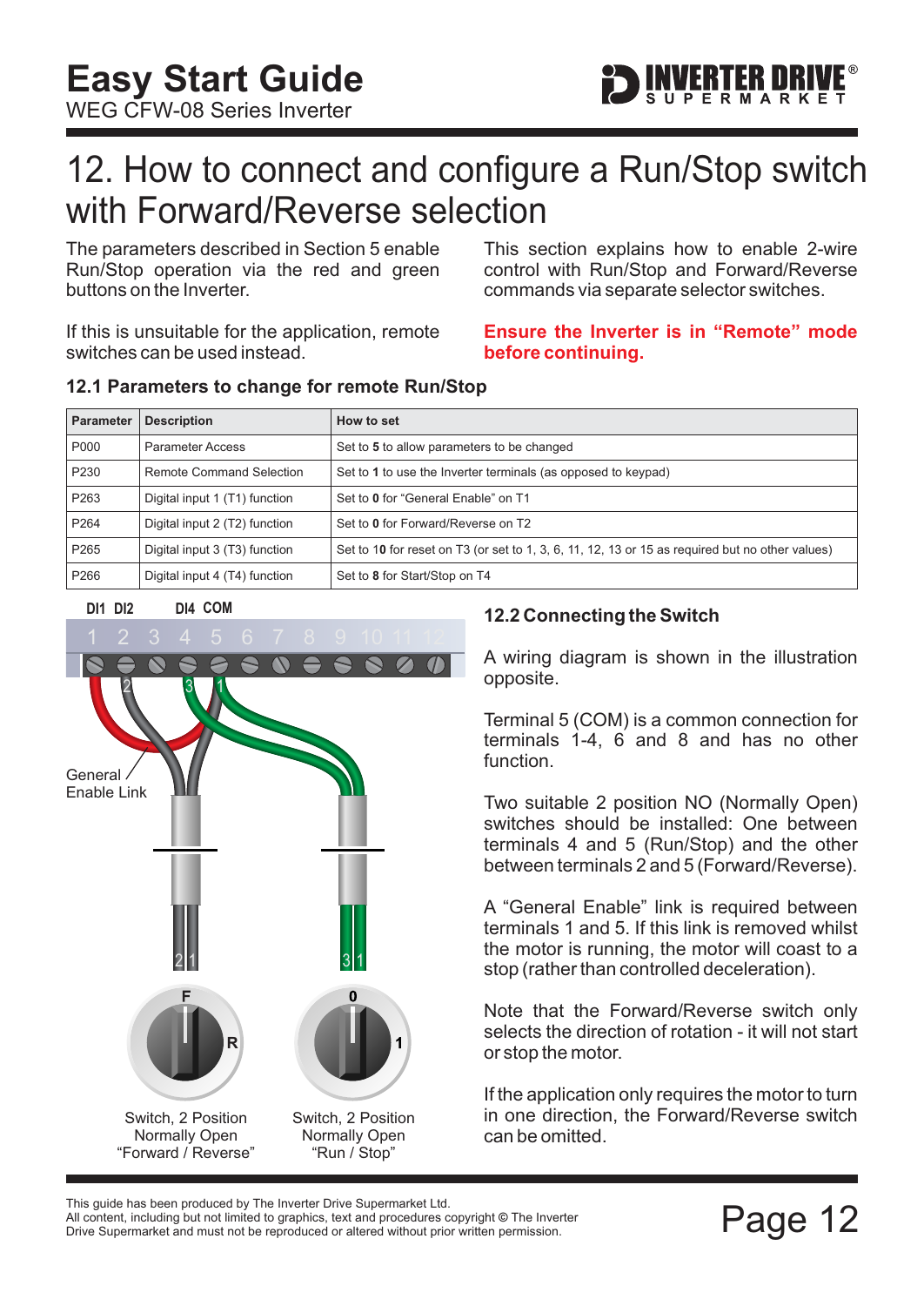# 12. How to connect and configure a Run/Stop switch with Forward/Reverse selection

The parameters described in Section 5 enable Run/Stop operation via the red and green buttons on the Inverter.

If this is unsuitable for the application, remote switches can be used instead.

This section explains how to enable 2-wire control with Run/Stop and Forward/Reverse commands via separate selector switches.

**Ensure the Inverter is in "Remote" mode before continuing.**

## 12.1 Parameters to change for remote Run/Stop

| Parameter | Description | How to set |
|---|---|---|
| P000 | Parameter Access | Set to **5** to allow parameters to be changed |
| P230 | Remote Command Selection | Set to **1** to use the Inverter terminals (as opposed to keypad) |
| P263 | Digital input 1 (T1) function | Set to **0** for "General Enable" on T1 |
| P264 | Digital input 2 (T2) function | Set to **0** for Forward/Reverse on T2 |
| P265 | Digital input 3 (T3) function | Set to **10** for reset on T3 (or set to 1, 3, 6, 11, 12, 13 or 15 as required but no other values) |
| P266 | Digital input 4 (T4) function | Set to **8** for Start/Stop on T4 |

DI1 DI2 DI4 COM

1 2 3 4 5 6 7 8 9 10 11 12

General Enable Link

Switch, 2 Position Normally Open "Forward / Reverse"

Switch, 2 Position Normally Open "Run / Stop"

## 12.2 Connecting the Switch

A wiring diagram is shown in the illustration opposite.

Terminal 5 (COM) is a common connection for terminals 1-4, 6 and 8 and has no other function.

Two suitable 2 position NO (Normally Open) switches should be installed: One between terminals 4 and 5 (Run/Stop) and the other between terminals 2 and 5 (Forward/Reverse).

A "General Enable" link is required between terminals 1 and 5. If this link is removed whilst the motor is running, the motor will coast to a stop (rather than controlled deceleration).

Note that the Forward/Reverse switch only selects the direction of rotation - it will not start or stop the motor.

If the application only requires the motor to turn in one direction, the Forward/Reverse switch can be omitted.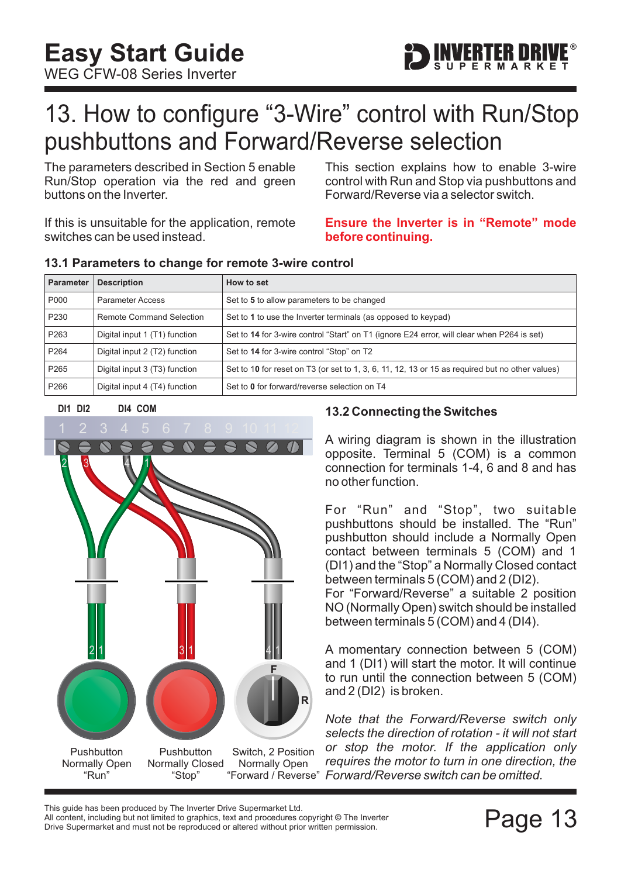# 13. How to configure “3-Wire” control with Run/Stop pushbuttons and Forward/Reverse selection

The parameters described in Section 5 enable Run/Stop operation via the red and green buttons on the Inverter.

If this is unsuitable for the application, remote switches can be used instead.

This section explains how to enable 3-wire control with Run and Stop via pushbuttons and Forward/Reverse via a selector switch.

**Ensure the Inverter is in “Remote” mode before continuing.**

### 13.1 Parameters to change for remote 3-wire control

| Parameter | Description | How to set |
|---|---|---|
| P000 | Parameter Access | Set to **5** to allow parameters to be changed |
| P230 | Remote Command Selection | Set to **1** to use the Inverter terminals (as opposed to keypad) |
| P263 | Digital input 1 (T1) function | Set to **14** for 3-wire control “Start” on T1 (ignore E24 error, will clear when P264 is set) |
| P264 | Digital input 2 (T2) function | Set to **14** for 3-wire control “Stop” on T2 |
| P265 | Digital input 3 (T3) function | Set to **10** for reset on T3 (or set to 1, 3, 6, 11, 12, 13 or 15 as required but no other values) |
| P266 | Digital input 4 (T4) function | Set to **0** for forward/reverse selection on T4 |

DI1 DI2 DI4 COM

1 2 3 4 5 6 7 8 9 10 11 12

Pushbutton Normally Open “Run”

Pushbutton Normally Closed “Stop”

Switch, 2 Position Normally Open “Forward / Reverse”

### 13.2 Connecting the Switches

A wiring diagram is shown in the illustration opposite. Terminal 5 (COM) is a common connection for terminals 1-4, 6 and 8 and has no other function.

For “Run” and “Stop”, two suitable pushbuttons should be installed. The “Run” pushbutton should include a Normally Open contact between terminals 5 (COM) and 1 (DI1) and the “Stop” a Normally Closed contact between terminals 5 (COM) and 2 (DI2).
For “Forward/Reverse” a suitable 2 position NO (Normally Open) switch should be installed between terminals 5 (COM) and 4 (DI4).

A momentary connection between 5 (COM) and 1 (DI1) will start the motor. It will continue to run until the connection between 5 (COM) and 2 (DI2) is broken.

*Note that the Forward/Reverse switch only selects the direction of rotation - it will not start or stop the motor. If the application only requires the motor to turn in one direction, the Forward/Reverse switch can be omitted.*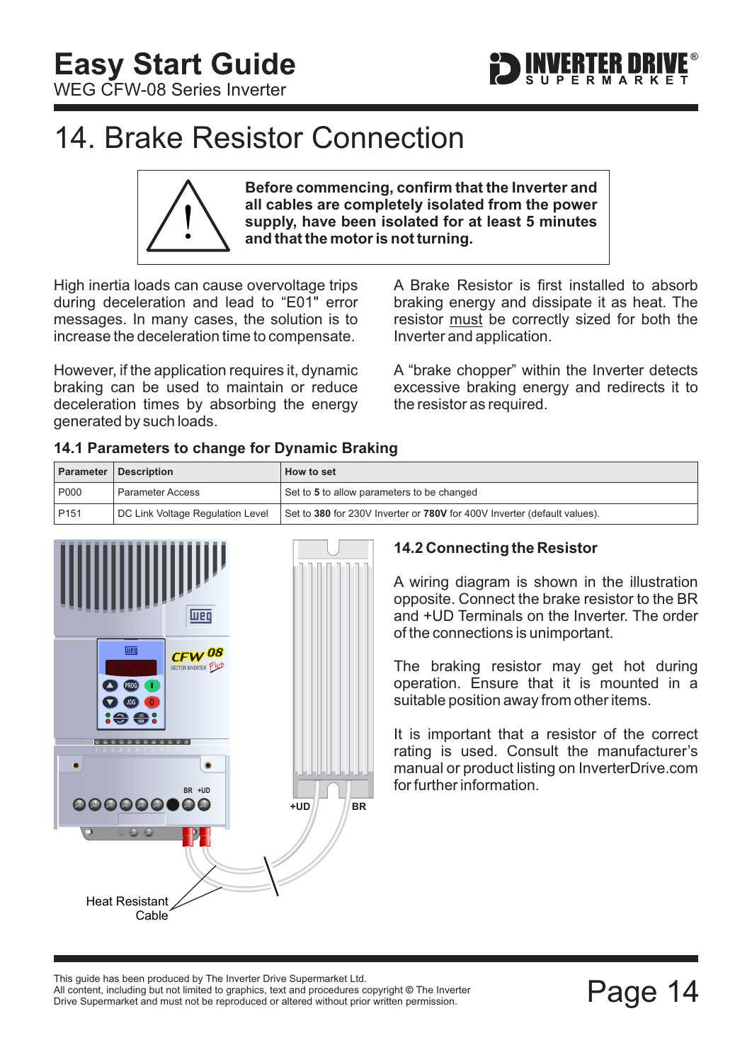# 14. Brake Resistor Connection

**Before commencing, confirm that the Inverter and all cables are completely isolated from the power supply, have been isolated for at least 5 minutes and that the motor is not turning.**

High inertia loads can cause overvoltage trips during deceleration and lead to "E01" error messages. In many cases, the solution is to increase the deceleration time to compensate.

However, if the application requires it, dynamic braking can be used to maintain or reduce deceleration times by absorbing the energy generated by such loads.

A Brake Resistor is first installed to absorb braking energy and dissipate it as heat. The resistor must be correctly sized for both the Inverter and application.

A "brake chopper" within the Inverter detects excessive braking energy and redirects it to the resistor as required.

### 14.1 Parameters to change for Dynamic Braking

| Parameter | Description | How to set |
|---|---|---|
| P000 | Parameter Access | Set to **5** to allow parameters to be changed |
| P151 | DC Link Voltage Regulation Level | Set to **380** for 230V Inverter or **780V** for 400V Inverter (default values). |

BR +UD

+UD BR

Heat Resistant Cable

### 14.2 Connecting the Resistor

A wiring diagram is shown in the illustration opposite. Connect the brake resistor to the BR and +UD Terminals on the Inverter. The order of the connections is unimportant.

The braking resistor may get hot during operation. Ensure that it is mounted in a suitable position away from other items.

It is important that a resistor of the correct rating is used. Consult the manufacturer's manual or product listing on InverterDrive.com for further information.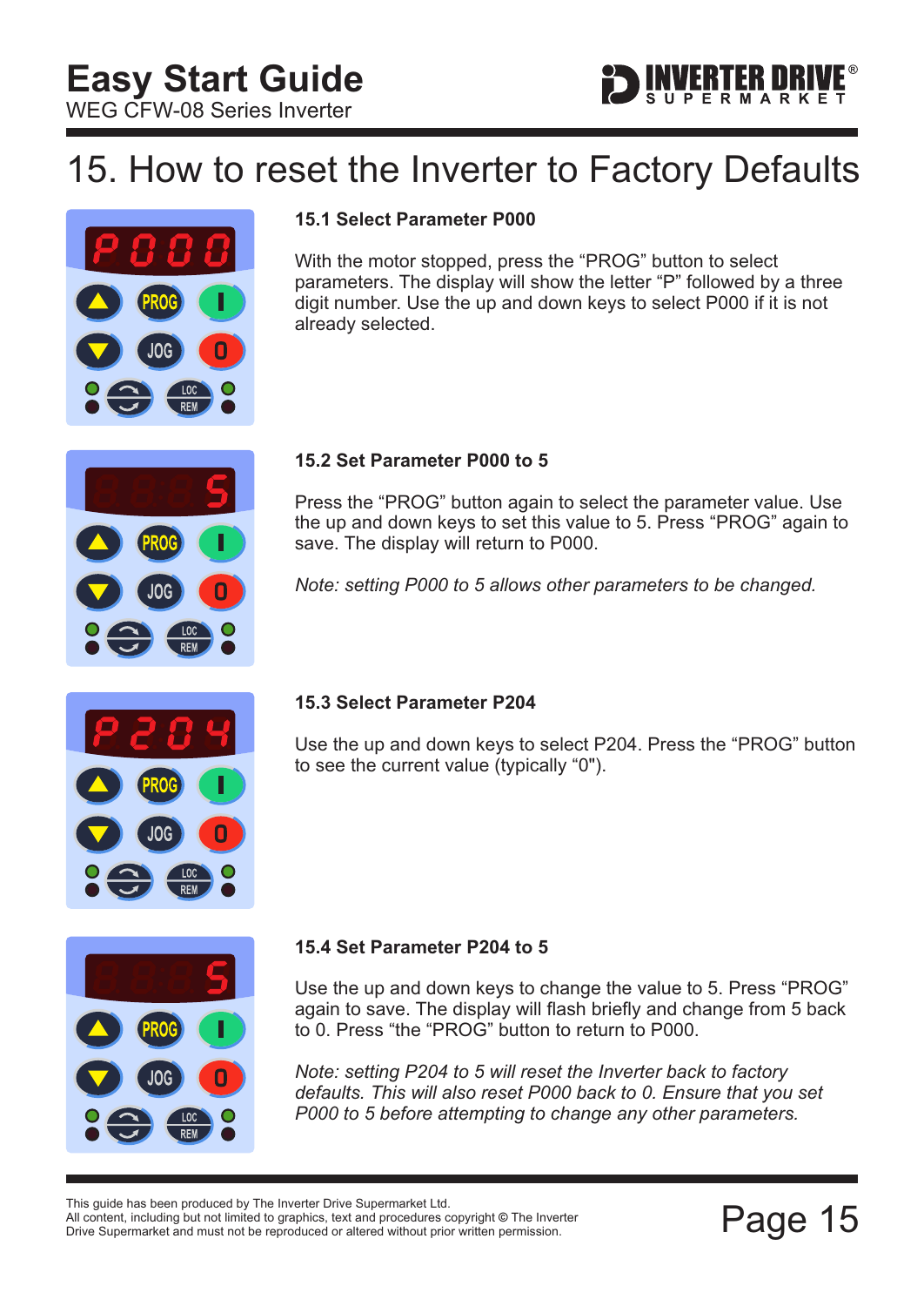# 15. How to reset the Inverter to Factory Defaults

### 15.1 Select Parameter P000

With the motor stopped, press the “PROG” button to select parameters. The display will show the letter “P” followed by a three digit number. Use the up and down keys to select P000 if it is not already selected.

### 15.2 Set Parameter P000 to 5

Press the “PROG” button again to select the parameter value. Use the up and down keys to set this value to 5. Press “PROG” again to save. The display will return to P000.

*Note: setting P000 to 5 allows other parameters to be changed.*

### 15.3 Select Parameter P204

Use the up and down keys to select P204. Press the “PROG” button to see the current value (typically “0").

### 15.4 Set Parameter P204 to 5

Use the up and down keys to change the value to 5. Press “PROG” again to save. The display will flash briefly and change from 5 back to 0. Press “the “PROG” button to return to P000.

*Note: setting P204 to 5 will reset the Inverter back to factory defaults. This will also reset P000 back to 0. Ensure that you set P000 to 5 before attempting to change any other parameters.*